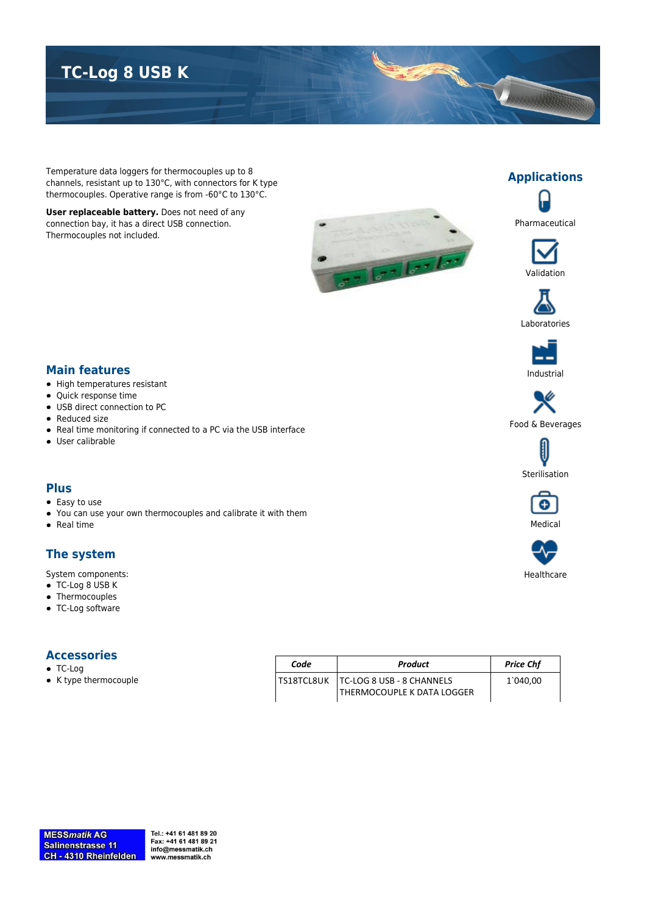# TC-Log 8 USB K

Temperature data loggers for thermocouples up to 8 channels, resistant up to 130°C, with connectors for K type thermocouples. Operative range is from -60°C to 130°C.

**User replaceable battery.** Does not need of any connection bay, it has a direct USB connection. Thermocouples not included.

## Applications

- Pharmaceutical
- Validation
- Laboratories
- Industrial
- Food & Beverages
- Sterilisation
- Medical
- Healthcare

## Main features

- High temperatures resistant
- Quick response time
- USB direct connection to PC
- Reduced size
- Real time monitoring if connected to a PC via the USB interface
- User calibrable

## Plus

- Easy to use
- You can use your own thermocouples and calibrate it with them
- Real time

## The system

System components:

- TC-Log 8 USB K
- Thermocouples
- TC-Log software

## Accessories

- TC-Log
- K type thermocouple

| *Code* | *Product* | *Price Chf* |
|---|---|---|
| TS18TCL8UK | TC-LOG 8 USB - 8 CHANNELS THERMOCOUPLE K DATA LOGGER | 1`040,00 |

**MESS*matik* AG**
**Salinenstrasse 11**
**CH - 4310 Rheinfelden**

Tel.: +41 61 481 89 20
Fax: +41 61 481 89 21
info@messmatik.ch
www.messmatik.ch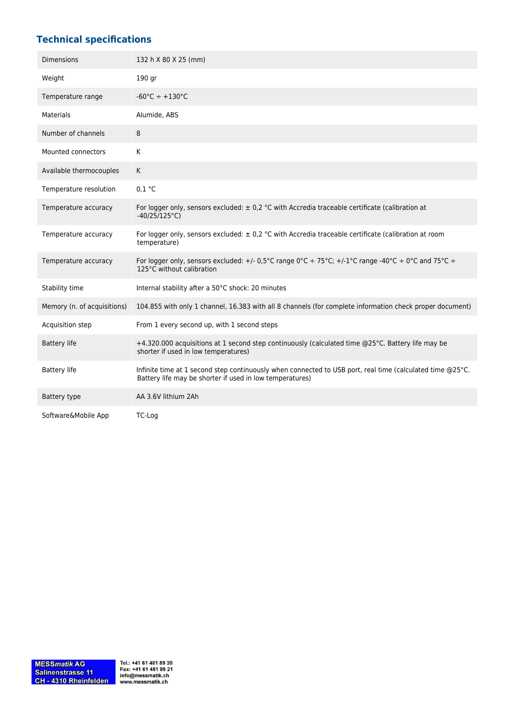## Technical specifications

| | |
|---|---|
| Dimensions | 132 h X 80 X 25 (mm) |
| Weight | 190 gr |
| Temperature range | -60°C ÷ +130°C |
| Materials | Alumide, ABS |
| Number of channels | 8 |
| Mounted connectors | K |
| Available thermocouples | K |
| Temperature resolution | 0,1 °C |
| Temperature accuracy | For logger only, sensors excluded: ± 0,2 °C with Accredia traceable certificate (calibration at -40/25/125°C) |
| Temperature accuracy | For logger only, sensors excluded: ± 0,2 °C with Accredia traceable certificate (calibration at room temperature) |
| Temperature accuracy | For logger only, sensors excluded: +/- 0,5°C range 0°C ÷ 75°C; +/-1°C range -40°C ÷ 0°C and 75°C ÷ 125°C without calibration |
| Stability time | Internal stability after a 50°C shock: 20 minutes |
| Memory (n. of acquisitions) | 104.855 with only 1 channel, 16.383 with all 8 channels (for complete information check proper document) |
| Acquisition step | From 1 every second up, with 1 second steps |
| Battery life | +4.320.000 acquisitions at 1 second step continuously (calculated time @25°C. Battery life may be shorter if used in low temperatures) |
| Battery life | Infinite time at 1 second step continuously when connected to USB port, real time (calculated time @25°C. Battery life may be shorter if used in low temperatures) |
| Battery type | AA 3.6V lithium 2Ah |
| Software&Mobile App | TC-Log |

**MESS*matik* AG**
**Salinenstrasse 11**
**CH - 4310 Rheinfelden**

**Tel.: +41 61 481 89 20**
**Fax: +41 61 481 89 21**
**info@messmatik.ch**
**www.messmatik.ch**